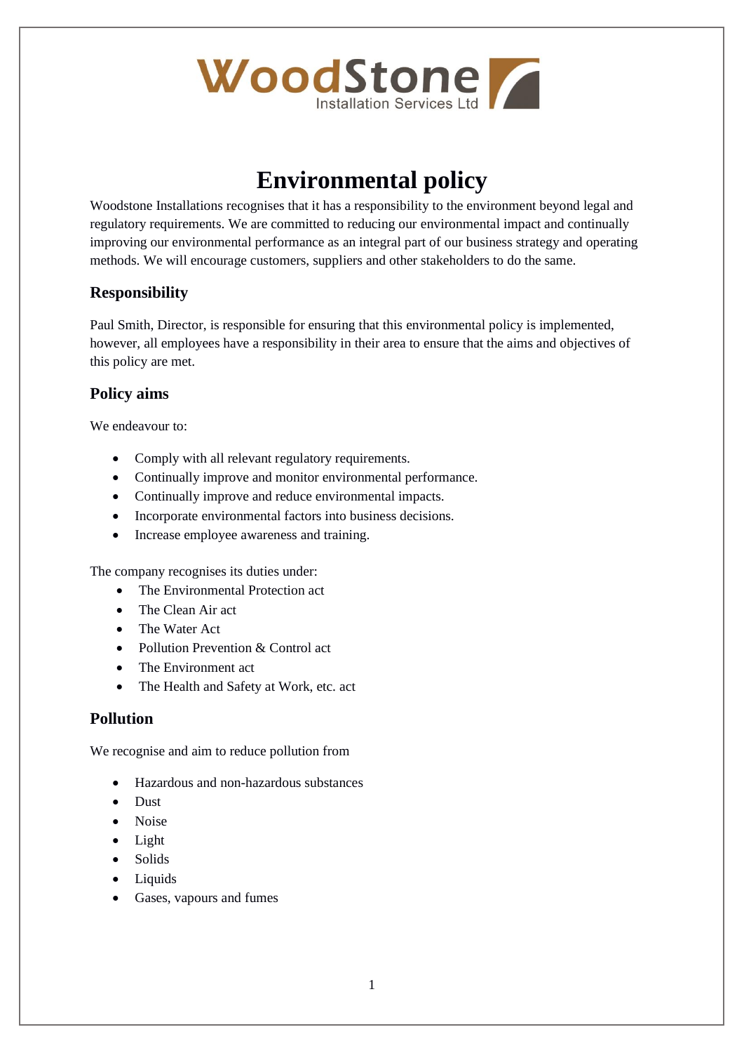WoodStone
Installation Services Ltd

# Environmental policy

Woodstone Installations recognises that it has a responsibility to the environment beyond legal and regulatory requirements. We are committed to reducing our environmental impact and continually improving our environmental performance as an integral part of our business strategy and operating methods. We will encourage customers, suppliers and other stakeholders to do the same.

## Responsibility

Paul Smith, Director, is responsible for ensuring that this environmental policy is implemented, however, all employees have a responsibility in their area to ensure that the aims and objectives of this policy are met.

## Policy aims

We endeavour to:

- Comply with all relevant regulatory requirements.
- Continually improve and monitor environmental performance.
- Continually improve and reduce environmental impacts.
- Incorporate environmental factors into business decisions.
- Increase employee awareness and training.

The company recognises its duties under:

- The Environmental Protection act
- The Clean Air act
- The Water Act
- Pollution Prevention & Control act
- The Environment act
- The Health and Safety at Work, etc. act

## Pollution

We recognise and aim to reduce pollution from

- Hazardous and non-hazardous substances
- Dust
- Noise
- Light
- Solids
- Liquids
- Gases, vapours and fumes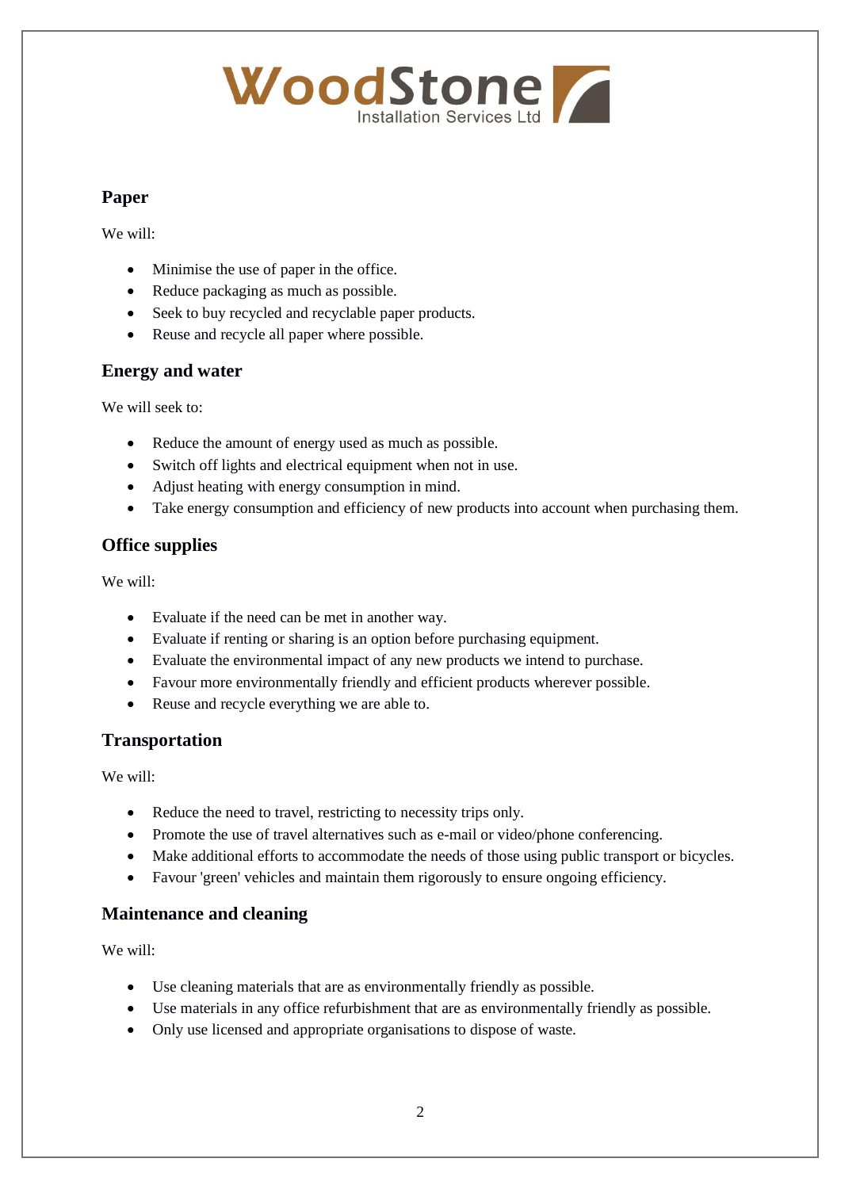## Paper

We will:

- Minimise the use of paper in the office.
- Reduce packaging as much as possible.
- Seek to buy recycled and recyclable paper products.
- Reuse and recycle all paper where possible.

## Energy and water

We will seek to:

- Reduce the amount of energy used as much as possible.
- Switch off lights and electrical equipment when not in use.
- Adjust heating with energy consumption in mind.
- Take energy consumption and efficiency of new products into account when purchasing them.

## Office supplies

We will:

- Evaluate if the need can be met in another way.
- Evaluate if renting or sharing is an option before purchasing equipment.
- Evaluate the environmental impact of any new products we intend to purchase.
- Favour more environmentally friendly and efficient products wherever possible.
- Reuse and recycle everything we are able to.

## Transportation

We will:

- Reduce the need to travel, restricting to necessity trips only.
- Promote the use of travel alternatives such as e-mail or video/phone conferencing.
- Make additional efforts to accommodate the needs of those using public transport or bicycles.
- Favour 'green' vehicles and maintain them rigorously to ensure ongoing efficiency.

## Maintenance and cleaning

We will:

- Use cleaning materials that are as environmentally friendly as possible.
- Use materials in any office refurbishment that are as environmentally friendly as possible.
- Only use licensed and appropriate organisations to dispose of waste.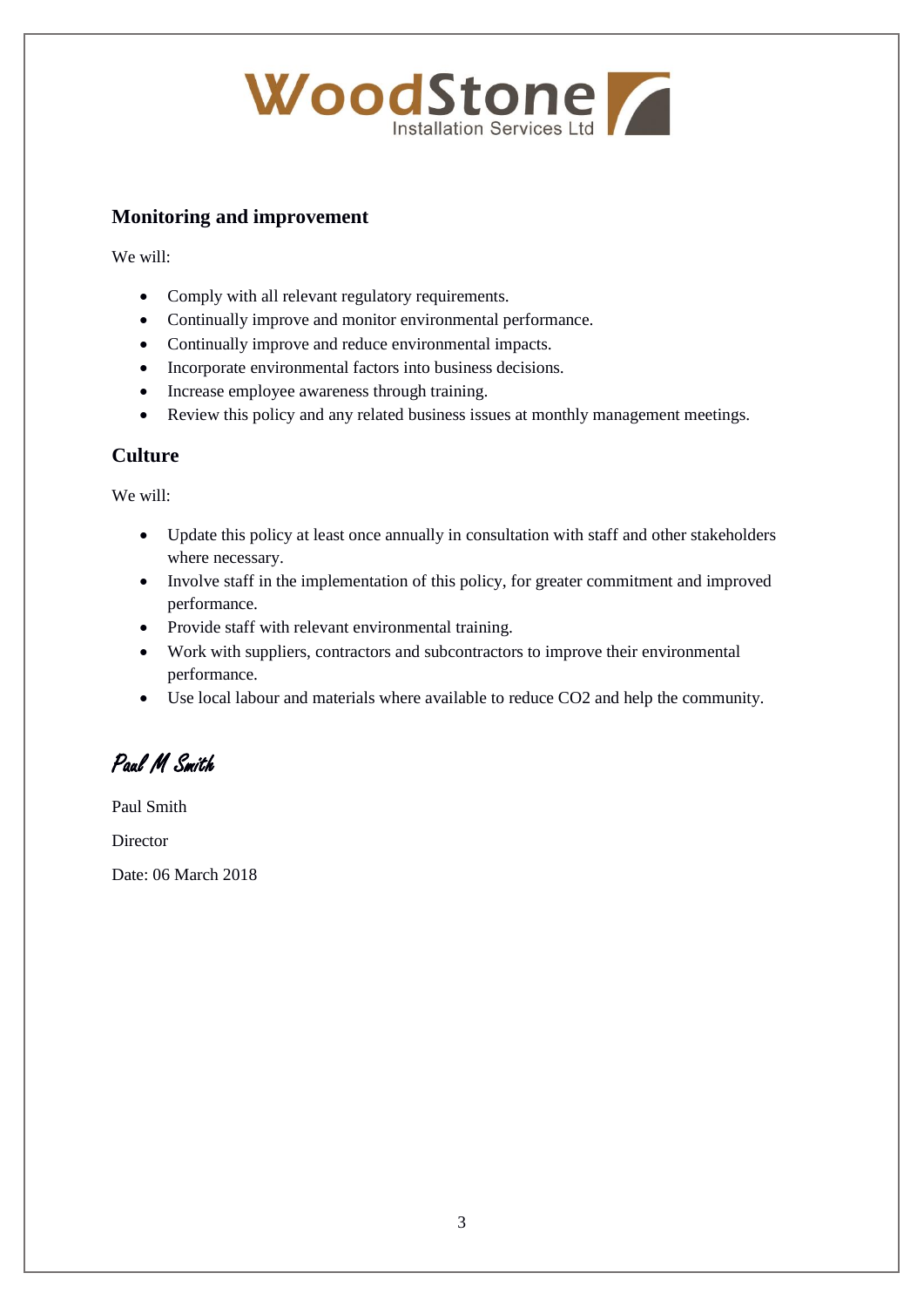## Monitoring and improvement

We will:

- Comply with all relevant regulatory requirements.
- Continually improve and monitor environmental performance.
- Continually improve and reduce environmental impacts.
- Incorporate environmental factors into business decisions.
- Increase employee awareness through training.
- Review this policy and any related business issues at monthly management meetings.

## Culture

We will:

- Update this policy at least once annually in consultation with staff and other stakeholders where necessary.
- Involve staff in the implementation of this policy, for greater commitment and improved performance.
- Provide staff with relevant environmental training.
- Work with suppliers, contractors and subcontractors to improve their environmental performance.
- Use local labour and materials where available to reduce $CO_2$ and help the community.

*Paul M Smith*

Paul Smith

Director

Date: 06 March 2018